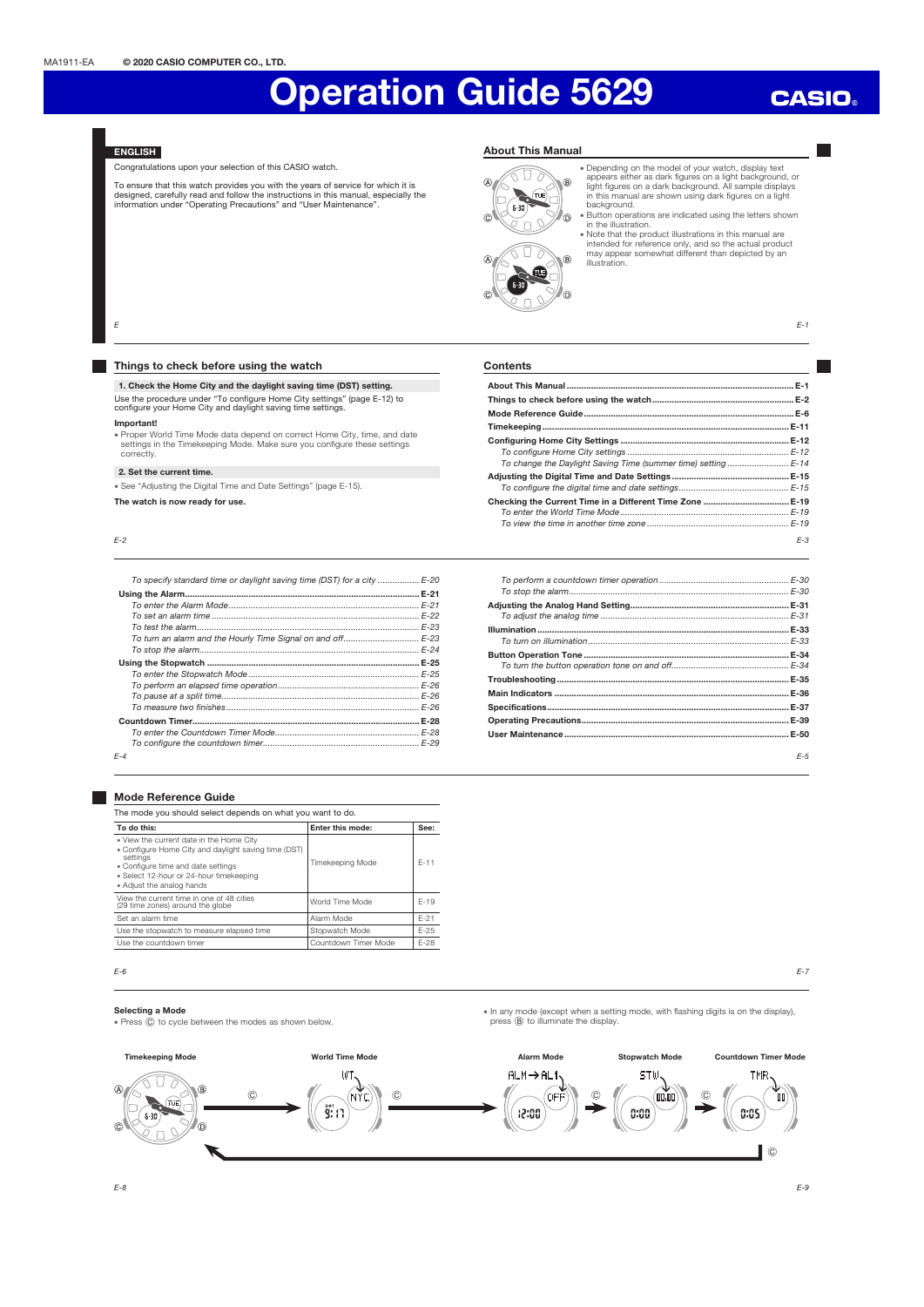MA1911-EA **© 2020 CASIO COMPUTER CO., LTD.**

# Operation Guide 5629

CASIO

**ENGLISH**

Congratulations upon your selection of this CASIO watch.

To ensure that this watch provides you with the years of service for which it is designed, carefully read and follow the instructions in this manual, especially the information under "Operating Precautions" and "User Maintenance".

## About This Manual

- Depending on the model of your watch, display text appears either as dark figures on a light background, or light figures on a dark background. All sample displays in this manual are shown using dark figures on a light background.
- Button operations are indicated using the letters shown in the illustration.
- Note that the product illustrations in this manual are intended for reference only, and so the actual product may appear somewhat different than depicted by an illustration.

## Things to check before using the watch

**1. Check the Home City and the daylight saving time (DST) setting.**

Use the procedure under "To configure Home City settings" (page E-12) to configure your Home City and daylight saving time settings.

**Important!**

- Proper World Time Mode data depend on correct Home City, time, and date settings in the Timekeeping Mode. Make sure you configure these settings correctly.

**2. Set the current time.**

- See "Adjusting the Digital Time and Date Settings" (page E-15).

**The watch is now ready for use.**

## Contents

**About This Manual** ..... **E-1**
**Things to check before using the watch** ..... **E-2**
**Mode Reference Guide** ..... **E-6**
**Timekeeping** ..... **E-11**
**Configuring Home City Settings** ..... **E-12**
*To configure Home City settings* ..... *E-12*
*To change the Daylight Saving Time (summer time) setting* ..... *E-14*
**Adjusting the Digital Time and Date Settings** ..... **E-15**
*To configure the digital time and date settings* ..... *E-15*
**Checking the Current Time in a Different Time Zone** ..... **E-19**
*To enter the World Time Mode* ..... *E-19*
*To view the time in another time zone* ..... *E-19*
*To specify standard time or daylight saving time (DST) for a city* ..... *E-20*
**Using the Alarm** ..... **E-21**
*To enter the Alarm Mode* ..... *E-21*
*To set an alarm time* ..... *E-22*
*To test the alarm* ..... *E-23*
*To turn an alarm and the Hourly Time Signal on and off* ..... *E-23*
*To stop the alarm* ..... *E-24*
**Using the Stopwatch** ..... **E-25**
*To enter the Stopwatch Mode* ..... *E-25*
*To perform an elapsed time operation* ..... *E-26*
*To pause at a split time* ..... *E-26*
*To measure two finishes* ..... *E-26*
**Countdown Timer** ..... **E-28**
*To enter the Countdown Timer Mode* ..... *E-28*
*To configure the countdown timer* ..... *E-29*
*To perform a countdown timer operation* ..... *E-30*
*To stop the alarm* ..... *E-30*
**Adjusting the Analog Hand Setting** ..... **E-31**
*To adjust the analog time* ..... *E-31*
**Illumination** ..... **E-33**
*To turn on illumination* ..... *E-33*
**Button Operation Tone** ..... **E-34**
*To turn the button operation tone on and off* ..... *E-34*
**Troubleshooting** ..... **E-35**
**Main Indicators** ..... **E-36**
**Specifications** ..... **E-37**
**Operating Precautions** ..... **E-39**
**User Maintenance** ..... **E-50**

## Mode Reference Guide

The mode you should select depends on what you want to do.

| To do this: | Enter this mode: | See: |
|---|---|---|
| • View the current date in the Home City<br>• Configure Home City and daylight saving time (DST) settings<br>• Configure time and date settings<br>• Select 12-hour or 24-hour timekeeping<br>• Adjust the analog hands | Timekeeping Mode | E-11 |
| View the current time in one of 48 cities (29 time zones) around the globe | World Time Mode | E-19 |
| Set an alarm time | Alarm Mode | E-21 |
| Use the stopwatch to measure elapsed time | Stopwatch Mode | E-25 |
| Use the countdown timer | Countdown Timer Mode | E-28 |

**Selecting a Mode**

- Press Ⓒ to cycle between the modes as shown below.
- In any mode (except when a setting mode, with flashing digits is on the display), press Ⓑ to illuminate the display.

Timekeeping Mode → Ⓒ → World Time Mode → Ⓒ → Alarm Mode → Ⓒ → Stopwatch Mode → Ⓒ → Countdown Timer Mode → Ⓒ → Timekeeping Mode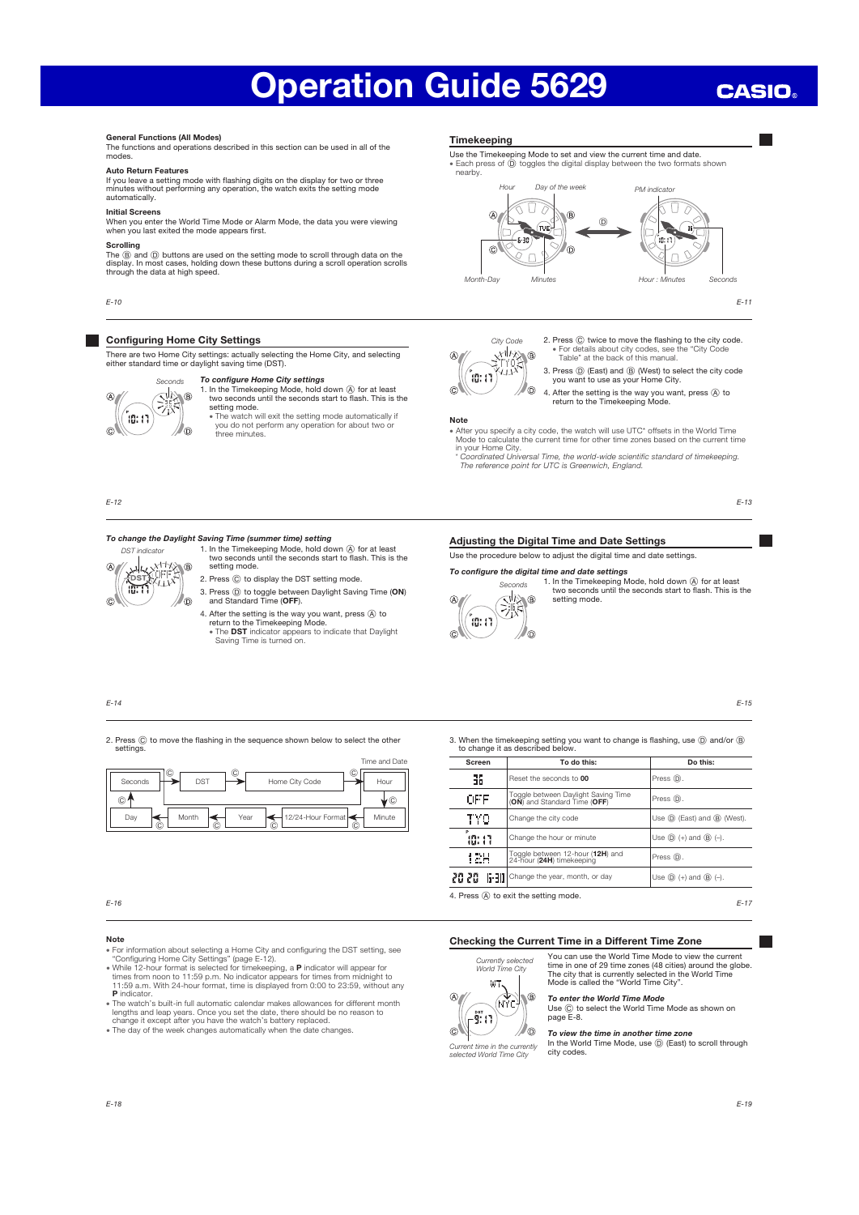# Operation Guide 5629

### General Functions (All Modes)

The functions and operations described in this section can be used in all of the modes.

#### Auto Return Features

If you leave a setting mode with flashing digits on the display for two or three minutes without performing any operation, the watch exits the setting mode automatically.

#### Initial Screens

When you enter the World Time Mode or Alarm Mode, the data you were viewing when you last exited the mode appears first.

#### Scrolling

The Ⓑ and Ⓓ buttons are used on the setting mode to scroll through data on the display. In most cases, holding down these buttons during a scroll operation scrolls through the data at high speed.

## Timekeeping

Use the Timekeeping Mode to set and view the current time and date.

- Each press of Ⓓ toggles the digital display between the two formats shown nearby.

Hour, Day of the week, Month-Day, Minutes, PM indicator, Hour : Minutes, Seconds

## Configuring Home City Settings

There are two Home City settings: actually selecting the Home City, and selecting either standard time or daylight saving time (DST).

*To configure Home City settings*

1. In the Timekeeping Mode, hold down Ⓐ for at least two seconds until the seconds start to flash. This is the setting mode.
   - The watch will exit the setting mode automatically if you do not perform any operation for about two or three minutes.
2. Press Ⓒ twice to move the flashing to the city code.
   - For details about city codes, see the "City Code Table" at the back of this manual.
3. Press Ⓓ (East) and Ⓑ (West) to select the city code you want to use as your Home City.
4. After the setting is the way you want, press Ⓐ to return to the Timekeeping Mode.

#### Note

- After you specify a city code, the watch will use UTC* offsets in the World Time Mode to calculate the current time for other time zones based on the current time in your Home City.
  - \* *Coordinated Universal Time, the world-wide scientific standard of timekeeping. The reference point for UTC is Greenwich, England.*

*To change the Daylight Saving Time (summer time) setting*

DST indicator

1. In the Timekeeping Mode, hold down Ⓐ for at least two seconds until the seconds start to flash. This is the setting mode.
2. Press Ⓒ to display the DST setting mode.
3. Press Ⓓ to toggle between Daylight Saving Time (**ON**) and Standard Time (**OFF**).
4. After the setting is the way you want, press Ⓐ to return to the Timekeeping Mode.
   - The **DST** indicator appears to indicate that Daylight Saving Time is turned on.

## Adjusting the Digital Time and Date Settings

Use the procedure below to adjust the digital time and date settings.

*To configure the digital time and date settings*

1. In the Timekeeping Mode, hold down Ⓐ for at least two seconds until the seconds start to flash. This is the setting mode.
2. Press Ⓒ to move the flashing in the sequence shown below to select the other settings.

Seconds →Ⓒ→ DST →Ⓒ→ Home City Code →Ⓒ→ Hour →Ⓒ→ Minute →Ⓒ→ 12/24-Hour Format →Ⓒ→ Year →Ⓒ→ Month →Ⓒ→ Day →Ⓒ→ Seconds (Time and Date)

3. When the timekeeping setting you want to change is flashing, use Ⓓ and/or Ⓑ to change it as described below.

| Screen | To do this: | Do this: |
|---|---|---|
| 36 | Reset the seconds to **00** | Press Ⓓ. |
| OFF | Toggle between Daylight Saving Time (**ON**) and Standard Time (**OFF**) | Press Ⓓ. |
| TYO | Change the city code | Use Ⓓ (East) and Ⓑ (West). |
| P 10:17 | Change the hour or minute | Use Ⓓ (+) and Ⓑ (–). |
| 12H | Toggle between 12-hour (**12H**) and 24-hour (**24H**) timekeeping | Press Ⓓ. |
| 2020 6-30 | Change the year, month, or day | Use Ⓓ (+) and Ⓑ (–). |

4. Press Ⓐ to exit the setting mode.

#### Note

- For information about selecting a Home City and configuring the DST setting, see "Configuring Home City Settings" (page E-12).
- While 12-hour format is selected for timekeeping, a **P** indicator will appear for times from noon to 11:59 p.m. No indicator appears for times from midnight to 11:59 a.m. With 24-hour format, time is displayed from 0:00 to 23:59, without any **P** indicator.
- The watch's built-in full automatic calendar makes allowances for different month lengths and leap years. Once you set the date, there should be no reason to change it except after you have the watch's battery replaced.
- The day of the week changes automatically when the date changes.

## Checking the Current Time in a Different Time Zone

Currently selected World Time City; Current time in the currently selected World Time City

You can use the World Time Mode to view the current time in one of 29 time zones (48 cities) around the globe. The city that is currently selected in the World Time Mode is called the "World Time City".

*To enter the World Time Mode*

Use Ⓒ to select the World Time Mode as shown on page E-8.

*To view the time in another time zone*

In the World Time Mode, use Ⓓ (East) to scroll through city codes.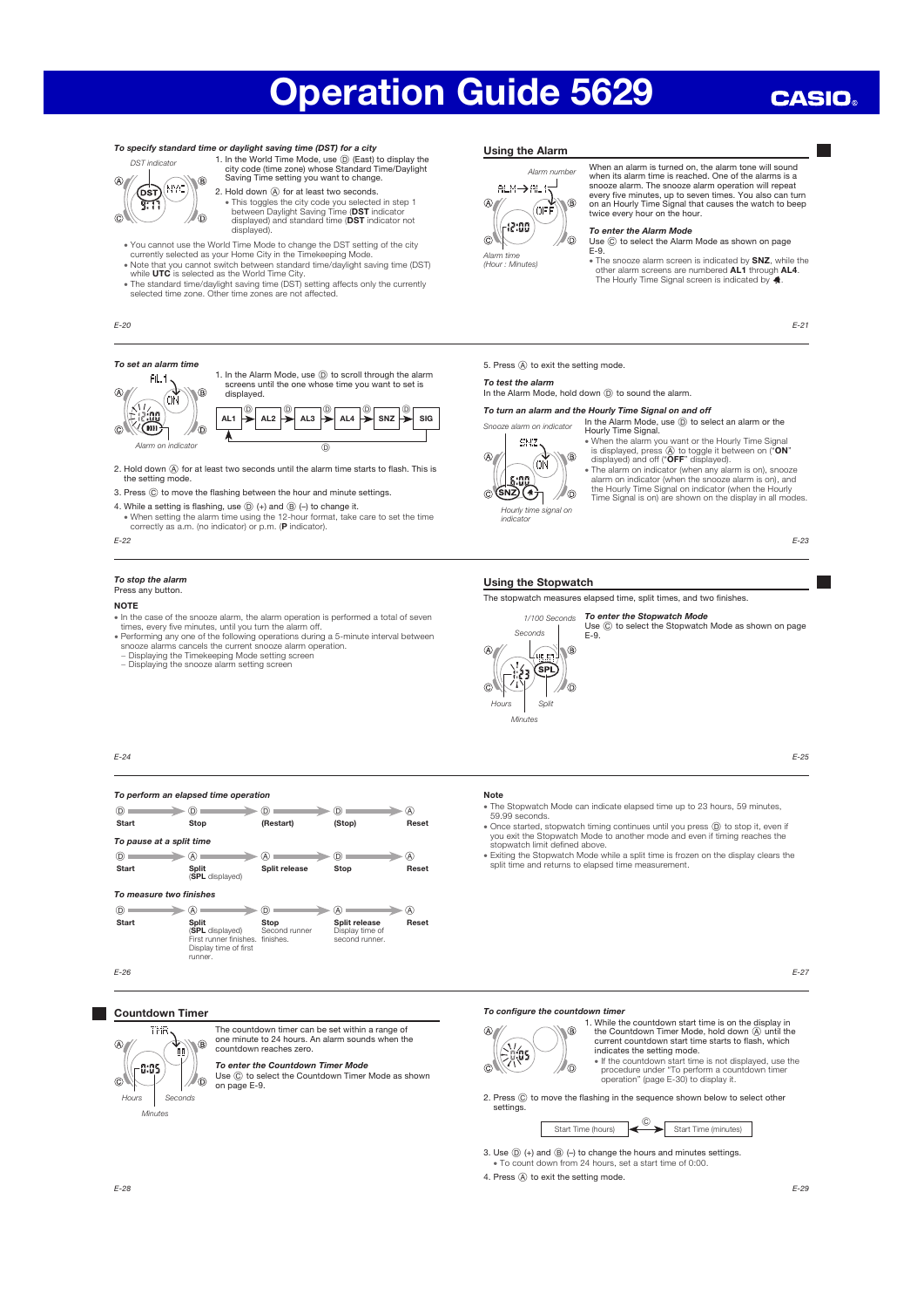# Operation Guide 5629

**CASIO**

*To specify standard time or daylight saving time (DST) for a city*

DST indicator

1. In the World Time Mode, use Ⓓ (East) to display the city code (time zone) whose Standard Time/Daylight Saving Time setting you want to change.
2. Hold down Ⓐ for at least two seconds.
   - This toggles the city code you selected in step 1 between Daylight Saving Time (**DST** indicator displayed) and standard time (**DST** indicator not displayed).

- You cannot use the World Time Mode to change the DST setting of the city currently selected as your Home City in the Timekeeping Mode.
- Note that you cannot switch between standard time/daylight saving time (DST) while **UTC** is selected as the World Time City.
- The standard time/daylight saving time (DST) setting affects only the currently selected time zone. Other time zones are not affected.

## Using the Alarm

Alarm number

Alarm time (Hour : Minutes)

When an alarm is turned on, the alarm tone will sound when its alarm time is reached. One of the alarms is a snooze alarm. The snooze alarm operation will repeat every five minutes, up to seven times. You also can turn on an Hourly Time Signal that causes the watch to beep twice every hour on the hour.

*To enter the Alarm Mode*

Use Ⓒ to select the Alarm Mode as shown on page E-9.

- The snooze alarm screen is indicated by **SNZ**, while the other alarm screens are numbered **AL1** through **AL4**. The Hourly Time Signal screen is indicated by 🔔.

*To set an alarm time*

Alarm on indicator

1. In the Alarm Mode, use Ⓓ to scroll through the alarm screens until the one whose time you want to set is displayed.

AL1 →Ⓓ AL2 →Ⓓ AL3 →Ⓓ AL4 →Ⓓ SNZ →Ⓓ SIG →Ⓓ (back to AL1)

2. Hold down Ⓐ for at least two seconds until the alarm time starts to flash. This is the setting mode.
3. Press Ⓒ to move the flashing between the hour and minute settings.
4. While a setting is flashing, use Ⓓ (+) and Ⓑ (–) to change it.
   - When setting the alarm time using the 12-hour format, take care to set the time correctly as a.m. (no indicator) or p.m. (**P** indicator).

5. Press Ⓐ to exit the setting mode.

*To test the alarm*

In the Alarm Mode, hold down Ⓓ to sound the alarm.

*To turn an alarm and the Hourly Time Signal on and off*

Snooze alarm on indicator

Hourly time signal on indicator

In the Alarm Mode, use Ⓓ to select an alarm or the Hourly Time Signal.

- When the alarm you want or the Hourly Time Signal is displayed, press Ⓐ to toggle it between on ("**ON**" displayed) and off ("**OFF**" displayed).
- The alarm on indicator (when any alarm is on), snooze alarm on indicator (when the snooze alarm is on), and the Hourly Time Signal on indicator (when the Hourly Time Signal is on) are shown on the display in all modes.

*To stop the alarm*

Press any button.

**NOTE**

- In the case of the snooze alarm, the alarm operation is performed a total of seven times, every five minutes, until you turn the alarm off.
- Performing any one of the following operations during a 5-minute interval between snooze alarms cancels the current snooze alarm operation.
  – Displaying the Timekeeping Mode setting screen
  – Displaying the snooze alarm setting screen

## Using the Stopwatch

The stopwatch measures elapsed time, split times, and two finishes.

1/100 Seconds

Seconds

Hours

Split

Minutes

*To enter the Stopwatch Mode*

Use Ⓒ to select the Stopwatch Mode as shown on page E-9.

*To perform an elapsed time operation*

Ⓓ Start → Ⓓ Stop → Ⓓ (Restart) → Ⓓ (Stop) → Ⓐ Reset

*To pause at a split time*

Ⓓ Start → Ⓐ Split (**SPL** displayed) → Ⓐ Split release → Ⓓ Stop → Ⓐ Reset

*To measure two finishes*

Ⓓ Start → Ⓐ Split (**SPL** displayed) First runner finishes. Display time of first runner. → Ⓓ Stop Second runner finishes. → Ⓐ Split release Display time of second runner. → Ⓐ Reset

**Note**

- The Stopwatch Mode can indicate elapsed time up to 23 hours, 59 minutes, 59.99 seconds.
- Once started, stopwatch timing continues until you press Ⓓ to stop it, even if you exit the Stopwatch Mode to another mode and even if timing reaches the stopwatch limit defined above.
- Exiting the Stopwatch Mode while a split time is frozen on the display clears the split time and returns to elapsed time measurement.

## Countdown Timer

Hours

Seconds

Minutes

The countdown timer can be set within a range of one minute to 24 hours. An alarm sounds when the countdown reaches zero.

*To enter the Countdown Timer Mode*

Use Ⓒ to select the Countdown Timer Mode as shown on page E-9.

*To configure the countdown timer*

1. While the countdown start time is on the display in the Countdown Timer Mode, hold down Ⓐ until the current countdown start time starts to flash, which indicates the setting mode.
   - If the countdown start time is not displayed, use the procedure under "To perform a countdown timer operation" (page E-30) to display it.
2. Press Ⓒ to move the flashing in the sequence shown below to select other settings.

Start Time (hours) ←Ⓒ→ Start Time (minutes)

3. Use Ⓓ (+) and Ⓑ (–) to change the hours and minutes settings.
   - To count down from 24 hours, set a start time of 0:00.
4. Press Ⓐ to exit the setting mode.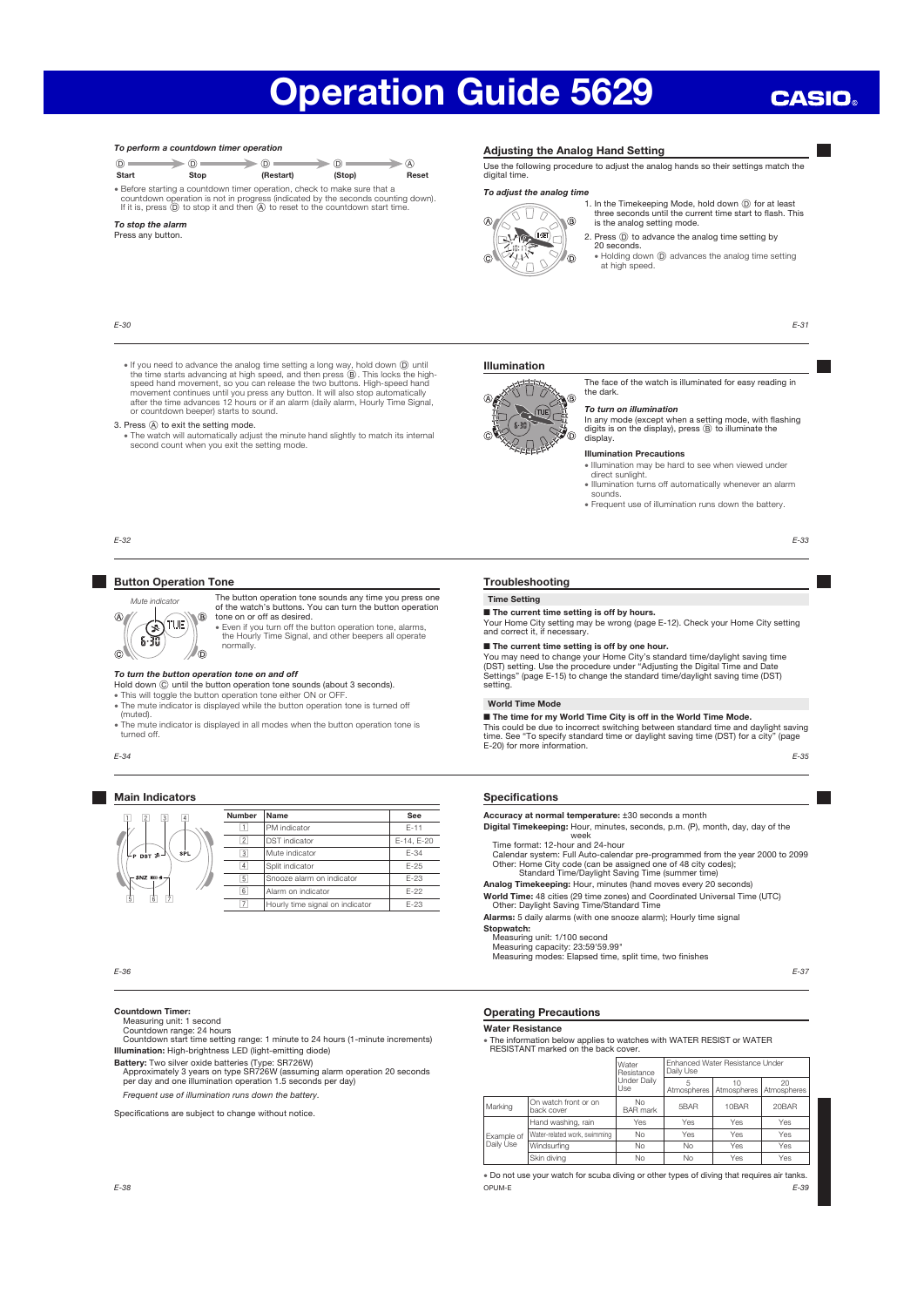*To perform a countdown timer operation*

Ⓓ ──▶ Ⓓ ──▶ Ⓓ ──▶ Ⓓ ──▶ Ⓐ
Start  Stop  (Restart)  (Stop)  Reset

- Before starting a countdown timer operation, check to make sure that a countdown operation is not in progress (indicated by the seconds counting down). If it is, press Ⓓ to stop it and then Ⓐ to reset to the countdown start time.

*To stop the alarm*

Press any button.

## Adjusting the Analog Hand Setting

Use the following procedure to adjust the analog hands so their settings match the digital time.

*To adjust the analog time*

1. In the Timekeeping Mode, hold down Ⓓ for at least three seconds until the current time start to flash. This is the analog setting mode.
2. Press Ⓓ to advance the analog time setting by 20 seconds.
   - Holding down Ⓓ advances the analog time setting at high speed.

- If you need to advance the analog time setting a long way, hold down Ⓓ until the time starts advancing at high speed, and then press Ⓑ. This locks the high-speed hand movement, so you can release the two buttons. High-speed hand movement continues until you press any button. It will also stop automatically after the time advances 12 hours or if an alarm (daily alarm, Hourly Time Signal, or countdown beeper) starts to sound.

3. Press Ⓐ to exit the setting mode.
   - The watch will automatically adjust the minute hand slightly to match its internal second count when you exit the setting mode.

## Illumination

The face of the watch is illuminated for easy reading in the dark.

*To turn on illumination*

In any mode (except when a setting mode, with flashing digits is on the display), press Ⓑ to illuminate the display.

**Illumination Precautions**

- Illumination may be hard to see when viewed under direct sunlight.
- Illumination turns off automatically whenever an alarm sounds.
- Frequent use of illumination runs down the battery.

## Button Operation Tone

*Mute indicator*

The button operation tone sounds any time you press one of the watch's buttons. You can turn the button operation tone on or off as desired.

- Even if you turn off the button operation tone, alarms, the Hourly Time Signal, and other beepers all operate normally.

*To turn the button operation tone on and off*

Hold down Ⓒ until the button operation tone sounds (about 3 seconds).

- This will toggle the button operation tone either ON or OFF.
- The mute indicator is displayed while the button operation tone is turned off (muted).
- The mute indicator is displayed in all modes when the button operation tone is turned off.

## Troubleshooting

### Time Setting

**■ The current time setting is off by hours.**

Your Home City setting may be wrong (page E-12). Check your Home City setting and correct it, if necessary.

**■ The current time setting is off by one hour.**

You may need to change your Home City's standard time/daylight saving time (DST) setting. Use the procedure under "Adjusting the Digital Time and Date Settings" (page E-15) to change the standard time/daylight saving time (DST) setting.

### World Time Mode

**■ The time for my World Time City is off in the World Time Mode.**

This could be due to incorrect switching between standard time and daylight saving time. See "To specify standard time or daylight saving time (DST) for a city" (page E-20) for more information.

## Main Indicators

| Number | Name | See |
|---|---|---|
| 1 | PM indicator | E-11 |
| 2 | DST indicator | E-14, E-20 |
| 3 | Mute indicator | E-34 |
| 4 | Split indicator | E-25 |
| 5 | Snooze alarm on indicator | E-23 |
| 6 | Alarm on indicator | E-22 |
| 7 | Hourly time signal on indicator | E-23 |

## Specifications

**Accuracy at normal temperature:** ±30 seconds a month

**Digital Timekeeping:** Hour, minutes, seconds, p.m. (P), month, day, day of the week

Time format: 12-hour and 24-hour

Calendar system: Full Auto-calendar pre-programmed from the year 2000 to 2099

Other: Home City code (can be assigned one of 48 city codes); Standard Time/Daylight Saving Time (summer time)

**Analog Timekeeping:** Hour, minutes (hand moves every 20 seconds)

**World Time:** 48 cities (29 time zones) and Coordinated Universal Time (UTC)

Other: Daylight Saving Time/Standard Time

**Alarms:** 5 daily alarms (with one snooze alarm); Hourly time signal

**Stopwatch:**

Measuring unit: 1/100 second

Measuring capacity: 23:59'59.99"

Measuring modes: Elapsed time, split time, two finishes

**Countdown Timer:**

Measuring unit: 1 second

Countdown range: 24 hours

Countdown start time setting range: 1 minute to 24 hours (1-minute increments)

**Illumination:** High-brightness LED (light-emitting diode)

**Battery:** Two silver oxide batteries (Type: SR726W)

Approximately 3 years on type SR726W (assuming alarm operation 20 seconds per day and one illumination operation 1.5 seconds per day)

*Frequent use of illumination runs down the battery.*

Specifications are subject to change without notice.

## Operating Precautions

### Water Resistance

- The information below applies to watches with WATER RESIST or WATER RESISTANT marked on the back cover.

| | | Water Resistance Under Daily Use | Enhanced Water Resistance Under Daily Use | | |
|---|---|---|---|---|---|
| | | | 5 Atmospheres | 10 Atmospheres | 20 Atmospheres |
| Marking | On watch front or on back cover | No BAR mark | 5BAR | 10BAR | 20BAR |
| Example of Daily Use | Hand washing, rain | Yes | Yes | Yes | Yes |
| | Water-related work, swimming | No | Yes | Yes | Yes |
| | Windsurfing | No | No | Yes | Yes |
| | Skin diving | No | No | Yes | Yes |

- Do not use your watch for scuba diving or other types of diving that requires air tanks.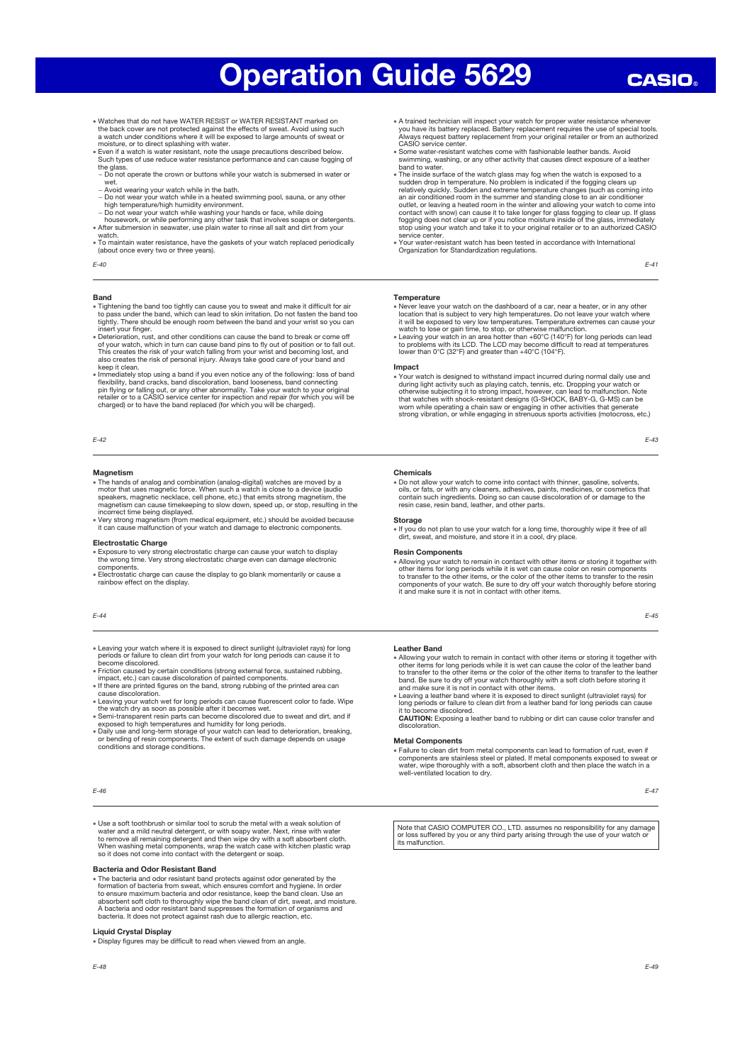- Watches that do not have WATER RESIST or WATER RESISTANT marked on the back cover are not protected against the effects of sweat. Avoid using such a watch under conditions where it will be exposed to large amounts of sweat or moisture, or to direct splashing with water.
- Even if a watch is water resistant, note the usage precautions described below. Such types of use reduce water resistance performance and can cause fogging of the glass.
  - Do not operate the crown or buttons while your watch is submersed in water or wet.
  - Avoid wearing your watch while in the bath.
  - Do not wear your watch while in a heated swimming pool, sauna, or any other high temperature/high humidity environment.
  - Do not wear your watch while washing your hands or face, while doing housework, or while performing any other task that involves soaps or detergents.
- After submersion in seawater, use plain water to rinse all salt and dirt from your watch.
- To maintain water resistance, have the gaskets of your watch replaced periodically (about once every two or three years).
- A trained technician will inspect your watch for proper water resistance whenever you have its battery replaced. Battery replacement requires the use of special tools. Always request battery replacement from your original retailer or from an authorized CASIO service center.
- Some water-resistant watches come with fashionable leather bands. Avoid swimming, washing, or any other activity that causes direct exposure of a leather band to water.
- The inside surface of the watch glass may fog when the watch is exposed to a sudden drop in temperature. No problem is indicated if the fogging clears up relatively quickly. Sudden and extreme temperature changes (such as coming into an air conditioned room in the summer and standing close to an air conditioner outlet, or leaving a heated room in the winter and allowing your watch to come into contact with snow) can cause it to take longer for glass fogging to clear up. If glass fogging does not clear up or if you notice moisture inside of the glass, immediately stop using your watch and take it to your original retailer or to an authorized CASIO service center.
- Your water-resistant watch has been tested in accordance with International Organization for Standardization regulations.

**Band**

- Tightening the band too tightly can cause you to sweat and make it difficult for air to pass under the band, which can lead to skin irritation. Do not fasten the band too tightly. There should be enough room between the band and your wrist so you can insert your finger.
- Deterioration, rust, and other conditions can cause the band to break or come off of your watch, which in turn can cause band pins to fly out of position or to fall out. This creates the risk of your watch falling from your wrist and becoming lost, and also creates the risk of personal injury. Always take good care of your band and keep it clean.
- Immediately stop using a band if you even notice any of the following: loss of band flexibility, band cracks, band discoloration, band looseness, band connecting pin flying or falling out, or any other abnormality. Take your watch to your original retailer or to a CASIO service center for inspection and repair (for which you will be charged) or to have the band replaced (for which you will be charged).

**Temperature**

- Never leave your watch on the dashboard of a car, near a heater, or in any other location that is subject to very high temperatures. Do not leave your watch where it will be exposed to very low temperatures. Temperature extremes can cause your watch to lose or gain time, to stop, or otherwise malfunction.
- Leaving your watch in an area hotter than +60°C (140°F) for long periods can lead to problems with its LCD. The LCD may become difficult to read at temperatures lower than 0°C (32°F) and greater than +40°C (104°F).

**Impact**

- Your watch is designed to withstand impact incurred during normal daily use and during light activity such as playing catch, tennis, etc. Dropping your watch or otherwise subjecting it to strong impact, however, can lead to malfunction. Note that watches with shock-resistant designs (G-SHOCK, BABY-G, G-MS) can be worn while operating a chain saw or engaging in other activities that generate strong vibration, or while engaging in strenuous sports activities (motocross, etc.)

**Magnetism**

- The hands of analog and combination (analog-digital) watches are moved by a motor that uses magnetic force. When such a watch is close to a device (audio speakers, magnetic necklace, cell phone, etc.) that emits strong magnetism, the magnetism can cause timekeeping to slow down, speed up, or stop, resulting in the incorrect time being displayed.
- Very strong magnetism (from medical equipment, etc.) should be avoided because it can cause malfunction of your watch and damage to electronic components.

**Electrostatic Charge**

- Exposure to very strong electrostatic charge can cause your watch to display the wrong time. Very strong electrostatic charge even can damage electronic components.
- Electrostatic charge can cause the display to go blank momentarily or cause a rainbow effect on the display.

**Chemicals**

- Do not allow your watch to come into contact with thinner, gasoline, solvents, oils, or fats, or with any cleaners, adhesives, paints, medicines, or cosmetics that contain such ingredients. Doing so can cause discoloration of or damage to the resin case, resin band, leather, and other parts.

**Storage**

- If you do not plan to use your watch for a long time, thoroughly wipe it free of all dirt, sweat, and moisture, and store it in a cool, dry place.

**Resin Components**

- Allowing your watch to remain in contact with other items or storing it together with other items for long periods while it is wet can cause color on resin components to transfer to the other items, or the color of the other items to transfer to the resin components of your watch. Be sure to dry off your watch thoroughly before storing it and make sure it is not in contact with other items.
- Leaving your watch where it is exposed to direct sunlight (ultraviolet rays) for long periods or failure to clean dirt from your watch for long periods can cause it to become discolored.
- Friction caused by certain conditions (strong external force, sustained rubbing, impact, etc.) can cause discoloration of painted components.
- If there are printed figures on the band, strong rubbing of the printed area can cause discoloration.
- Leaving your watch wet for long periods can cause fluorescent color to fade. Wipe the watch dry as soon as possible after it becomes wet.
- Semi-transparent resin parts can become discolored due to sweat and dirt, and if exposed to high temperatures and humidity for long periods.
- Daily use and long-term storage of your watch can lead to deterioration, breaking, or bending of resin components. The extent of such damage depends on usage conditions and storage conditions.

**Leather Band**

- Allowing your watch to remain in contact with other items or storing it together with other items for long periods while it is wet can cause the color of the leather band to transfer to the other items or the color of the other items to transfer to the leather band. Be sure to dry off your watch thoroughly with a soft cloth before storing it and make sure it is not in contact with other items.
- Leaving a leather band where it is exposed to direct sunlight (ultraviolet rays) for long periods or failure to clean dirt from a leather band for long periods can cause it to become discolored.

  **CAUTION:** Exposing a leather band to rubbing or dirt can cause color transfer and discoloration.

**Metal Components**

- Failure to clean dirt from metal components can lead to formation of rust, even if components are stainless steel or plated. If metal components exposed to sweat or water, wipe thoroughly with a soft, absorbent cloth and then place the watch in a well-ventilated location to dry.
- Use a soft toothbrush or similar tool to scrub the metal with a weak solution of water and a mild neutral detergent, or with soapy water. Next, rinse with water to remove all remaining detergent and then wipe dry with a soft absorbent cloth. When washing metal components, wrap the watch case with kitchen plastic wrap so it does not come into contact with the detergent or soap.

**Bacteria and Odor Resistant Band**

- The bacteria and odor resistant band protects against odor generated by the formation of bacteria from sweat, which ensures comfort and hygiene. In order to ensure maximum bacteria and odor resistance, keep the band clean. Use an absorbent soft cloth to thoroughly wipe the band clean of dirt, sweat, and moisture. A bacteria and odor resistant band suppresses the formation of organisms and bacteria. It does not protect against rash due to allergic reaction, etc.

**Liquid Crystal Display**

- Display figures may be difficult to read when viewed from an angle.

Note that CASIO COMPUTER CO., LTD. assumes no responsibility for any damage or loss suffered by you or any third party arising through the use of your watch or its malfunction.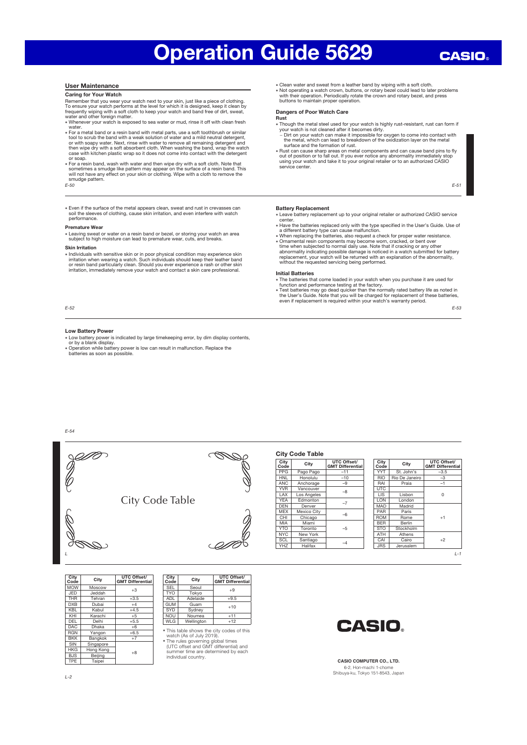# Operation Guide 5629

## User Maintenance

### Caring for Your Watch

Remember that you wear your watch next to your skin, just like a piece of clothing. To ensure your watch performs at the level for which it is designed, keep it clean by frequently wiping with a soft cloth to keep your watch and band free of dirt, sweat, water and other foreign matter.

- Whenever your watch is exposed to sea water or mud, rinse it off with clean fresh water.
- For a metal band or a resin band with metal parts, use a soft toothbrush or similar tool to scrub the band with a weak solution of water and a mild neutral detergent, or with soapy water. Next, rinse with water to remove all remaining detergent and then wipe dry with a soft absorbent cloth. When washing the band, wrap the watch case with kitchen plastic wrap so it does not come into contact with the detergent or soap.
- For a resin band, wash with water and then wipe dry with a soft cloth. Note that sometimes a smudge like pattern may appear on the surface of a resin band. This will not have any effect on your skin or clothing. Wipe with a cloth to remove the smudge pattern.
- Clean water and sweat from a leather band by wiping with a soft cloth.
- Not operating a watch crown, buttons, or rotary bezel could lead to later problems with their operation. Periodically rotate the crown and rotary bezel, and press buttons to maintain proper operation.

### Dangers of Poor Watch Care

**Rust**

- Though the metal steel used for your watch is highly rust-resistant, rust can form if your watch is not cleaned after it becomes dirty.
  - Dirt on your watch can make it impossible for oxygen to come into contact with the metal, which can lead to breakdown of the oxidization layer on the metal surface and the formation of rust.
- Rust can cause sharp areas on metal components and can cause band pins to fly out of position or to fall out. If you ever notice any abnormality immediately stop using your watch and take it to your original retailer or to an authorized CASIO service center.
- Even if the surface of the metal appears clean, sweat and rust in crevasses can soil the sleeves of clothing, cause skin irritation, and even interfere with watch performance.

**Premature Wear**

- Leaving sweat or water on a resin band or bezel, or storing your watch an area subject to high moisture can lead to premature wear, cuts, and breaks.

**Skin Irritation**

- Individuals with sensitive skin or in poor physical condition may experience skin irritation when wearing a watch. Such individuals should keep their leather band or resin band particularly clean. Should you ever experience a rash or other skin irritation, immediately remove your watch and contact a skin care professional.

### Battery Replacement

- Leave battery replacement up to your original retailer or authorized CASIO service center.
- Have the batteries replaced only with the type specified in the User's Guide. Use of a different battery type can cause malfunction.
- When replacing the batteries, also request a check for proper water resistance.
- Ornamental resin components may become worn, cracked, or bent over time when subjected to normal daily use. Note that if cracking or any other abnormality indicating possible damage is noticed in a watch submitted for battery replacement, your watch will be returned with an explanation of the abnormality, without the requested servicing being performed.

### Initial Batteries

- The batteries that come loaded in your watch when you purchase it are used for function and performance testing at the factory.
- Test batteries may go dead quicker than the normally rated battery life as noted in the User's Guide. Note that you will be charged for replacement of these batteries, even if replacement is required within your watch's warranty period.

### Low Battery Power

- Low battery power is indicated by large timekeeping error, by dim display contents, or by a blank display.
- Operation while battery power is low can result in malfunction. Replace the batteries as soon as possible.

City Code Table

## City Code Table

| City Code | City | UTC Offset/ GMT Differential |
|---|---|---|
| PPG | Pago Pago | −11 |
| HNL | Honolulu | −10 |
| ANC | Anchorage | −9 |
| YVR | Vancouver | −8 |
| LAX | Los Angeles | |
| YEA | Edmonton | −7 |
| DEN | Denver | |
| MEX | Mexico City | −6 |
| CHI | Chicago | |
| MIA | Miami | −5 |
| YTO | Toronto | |
| NYC | New York | |
| SCL | Santiago | −4 |
| YHZ | Halifax | |
| YYT | St. John's | −3.5 |
| RIO | Rio De Janeiro | −3 |
| RAI | Praia | −1 |
| UTC | | 0 |
| LIS | Lisbon | |
| LON | London | |
| MAD | Madrid | +1 |
| PAR | Paris | |
| ROM | Rome | |
| BER | Berlin | |
| STO | Stockholm | |
| ATH | Athens | +2 |
| CAI | Cairo | |
| JRS | Jerusalem | |
| MOW | Moscow | +3 |
| JED | Jeddah | |
| THR | Tehran | +3.5 |
| DXB | Dubai | +4 |
| KBL | Kabul | +4.5 |
| KHI | Karachi | +5 |
| DEL | Delhi | +5.5 |
| DAC | Dhaka | +6 |
| RGN | Yangon | +6.5 |
| BKK | Bangkok | +7 |
| SIN | Singapore | +8 |
| HKG | Hong Kong | |
| BJS | Beijing | |
| TPE | Taipei | |
| SEL | Seoul | +9 |
| TYO | Tokyo | |
| ADL | Adelaide | +9.5 |
| GUM | Guam | +10 |
| SYD | Sydney | |
| NOU | Noumea | +11 |
| WLG | Wellington | +12 |

- This table shows the city codes of this watch (As of July 2019).
- The rules governing global times (UTC offset and GMT differential) and summer time are determined by each individual country.

CASIO

**CASIO COMPUTER CO., LTD.**
6-2, Hon-machi 1-chome
Shibuya-ku, Tokyo 151-8543, Japan